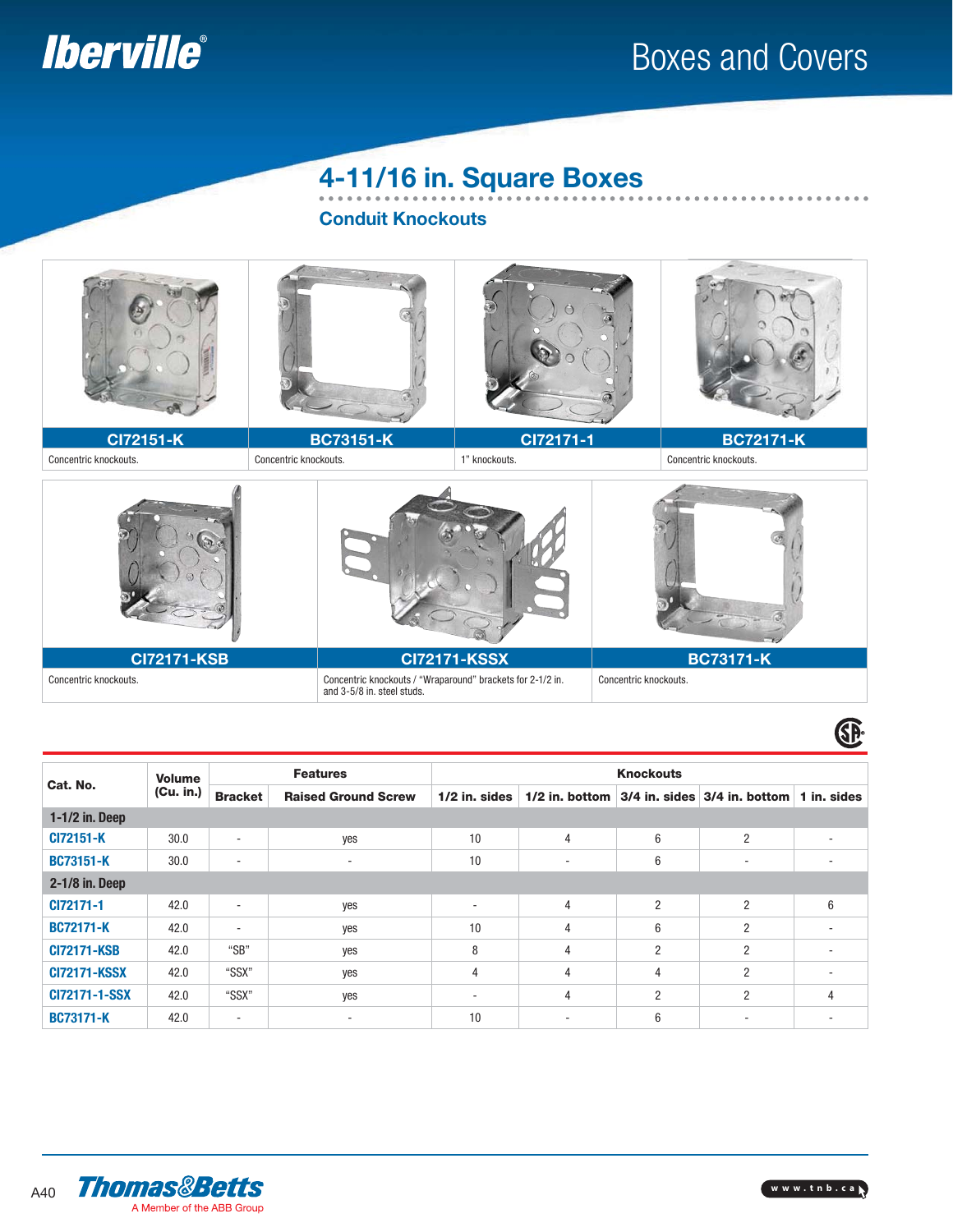# Boxes and Covers

## 4-11/16 in. Square Boxes

### Conduit Knockouts

| CI72151-K | BC73151-K | CI72171-1 | BC72171-K |
|---|---|---|---|
| Concentric knockouts. | Concentric knockouts. | 1" knockouts. | Concentric knockouts. |

| CI72171-KSB | CI72171-KSSX | BC73171-K |
|---|---|---|
| Concentric knockouts. | Concentric knockouts / "Wraparound" brackets for 2-1/2 in. and 3-5/8 in. steel studs. | Concentric knockouts. |

| Cat. No. | Volume (Cu. in.) | Features | | Knockouts | | | | |
|---|---|---|---|---|---|---|---|---|
| | | Bracket | Raised Ground Screw | 1/2 in. sides | 1/2 in. bottom | 3/4 in. sides | 3/4 in. bottom | 1 in. sides |
| **1-1/2 in. Deep** | | | | | | | | |
| CI72151-K | 30.0 | - | yes | 10 | 4 | 6 | 2 | - |
| BC73151-K | 30.0 | - | - | 10 | - | 6 | - | - |
| **2-1/8 in. Deep** | | | | | | | | |
| CI72171-1 | 42.0 | - | yes | - | 4 | 2 | 2 | 6 |
| BC72171-K | 42.0 | - | yes | 10 | 4 | 6 | 2 | - |
| CI72171-KSB | 42.0 | "SB" | yes | 8 | 4 | 2 | 2 | - |
| CI72171-KSSX | 42.0 | "SSX" | yes | 4 | 4 | 4 | 2 | - |
| CI72171-1-SSX | 42.0 | "SSX" | yes | - | 4 | 2 | 2 | 4 |
| BC73171-K | 42.0 | - | - | 10 | - | 6 | - | - |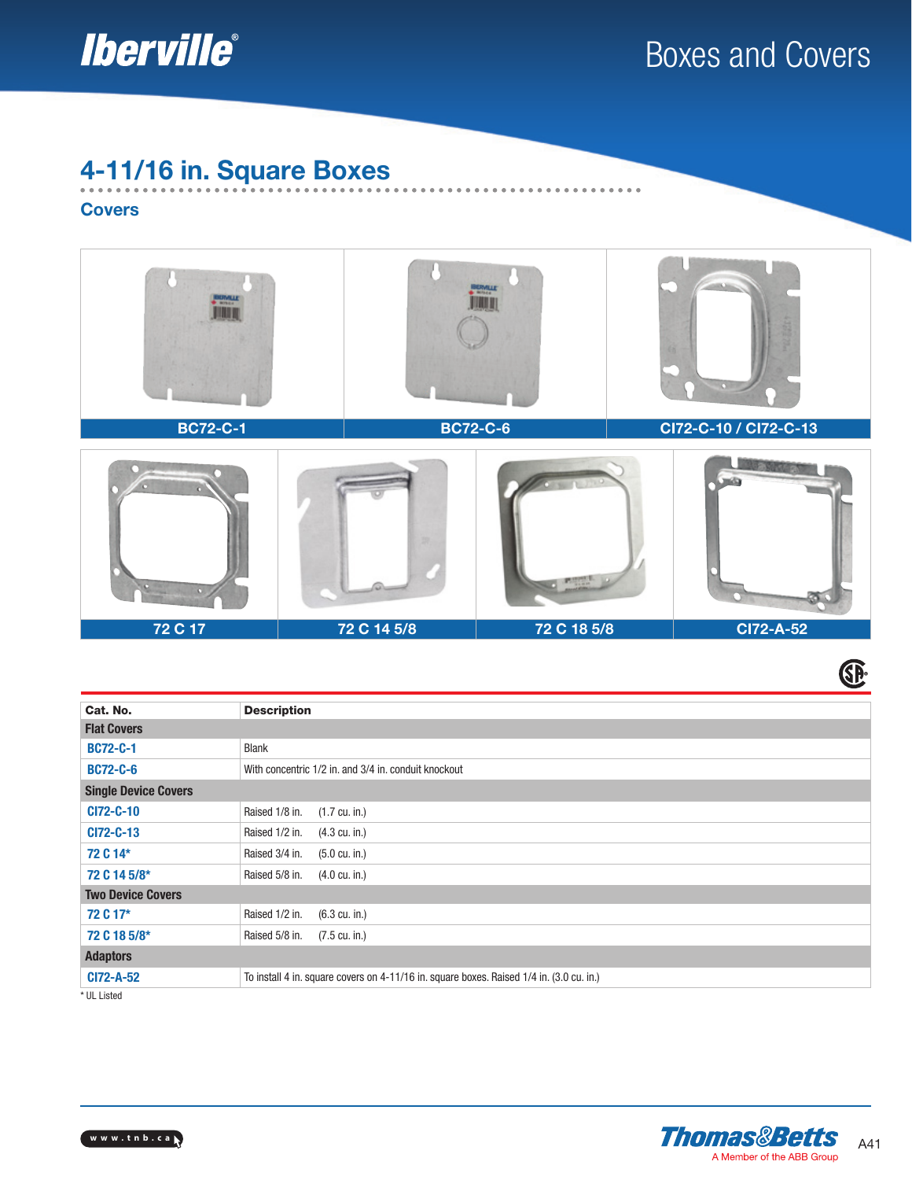# 4-11/16 in. Square Boxes

## Covers

BC72-C-1

BC72-C-6

CI72-C-10 / CI72-C-13

72 C 17

72 C 14 5/8

72 C 18 5/8

CI72-A-52

| Cat. No. | Description |
|---|---|
| **Flat Covers** | |
| BC72-C-1 | Blank |
| BC72-C-6 | With concentric 1/2 in. and 3/4 in. conduit knockout |
| **Single Device Covers** | |
| CI72-C-10 | Raised 1/8 in. (1.7 cu. in.) |
| CI72-C-13 | Raised 1/2 in. (4.3 cu. in.) |
| 72 C 14* | Raised 3/4 in. (5.0 cu. in.) |
| 72 C 14 5/8* | Raised 5/8 in. (4.0 cu. in.) |
| **Two Device Covers** | |
| 72 C 17* | Raised 1/2 in. (6.3 cu. in.) |
| 72 C 18 5/8* | Raised 5/8 in. (7.5 cu. in.) |
| **Adaptors** | |
| CI72-A-52 | To install 4 in. square covers on 4-11/16 in. square boxes. Raised 1/4 in. (3.0 cu. in.) |

* UL Listed